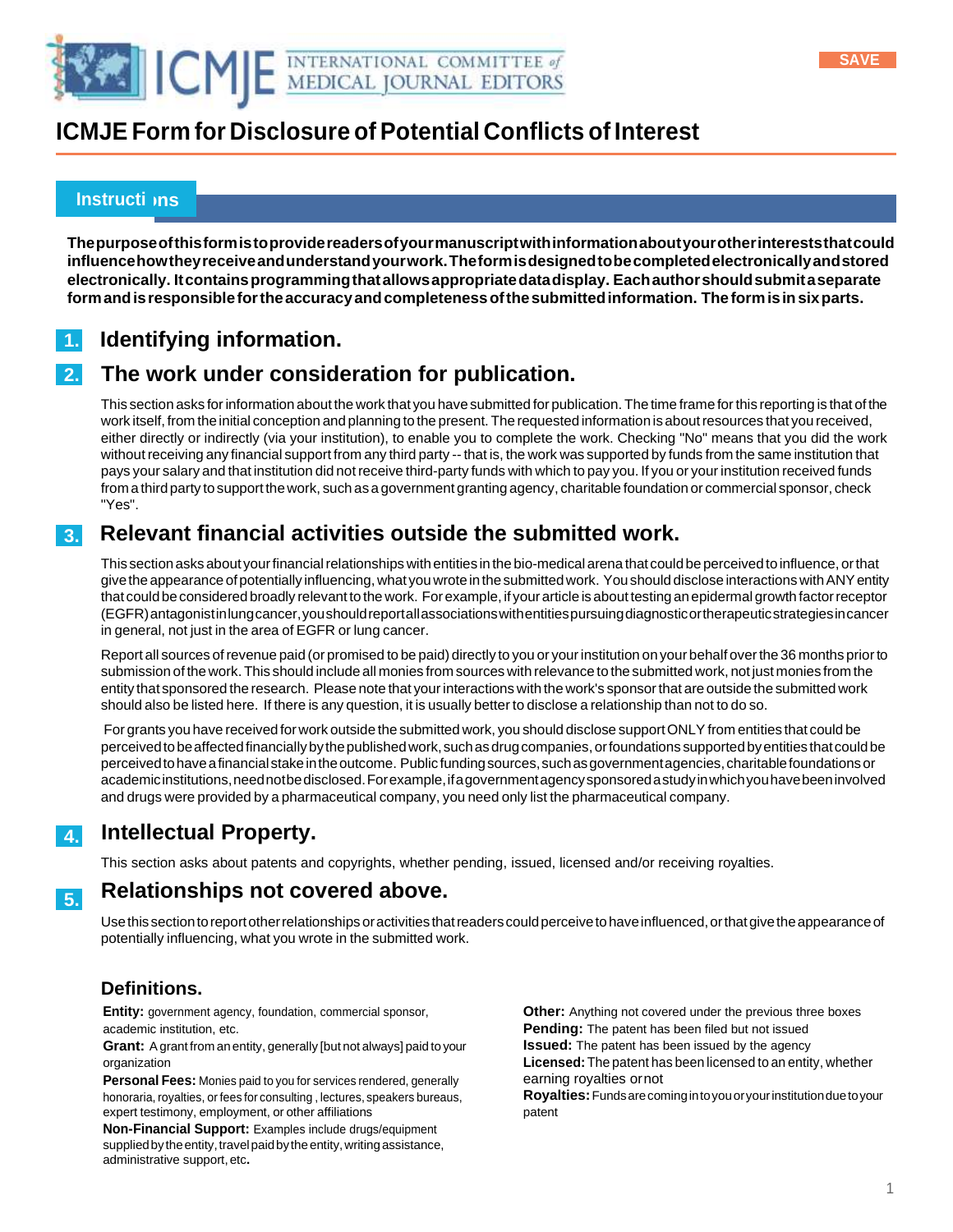# ICMJE Form for Disclosure of Potential Conflicts of Interest

## Instructions

**The purpose of this form is to provide readers of your manuscript with information about your other interests that could influence how they receive and understand your work. The form is designed to be completed electronically and stored electronically. It contains programming that allows appropriate data display. Each author should submit a separate form and is responsible for the accuracy and completeness of the submitted information. The form is in six parts.**

## 1. Identifying information.

## 2. The work under consideration for publication.

This section asks for information about the work that you have submitted for publication. The time frame for this reporting is that of the work itself, from the initial conception and planning to the present. The requested information is about resources that you received, either directly or indirectly (via your institution), to enable you to complete the work. Checking "No" means that you did the work without receiving any financial support from any third party -- that is, the work was supported by funds from the same institution that pays your salary and that institution did not receive third-party funds with which to pay you. If you or your institution received funds from a third party to support the work, such as a government granting agency, charitable foundation or commercial sponsor, check "Yes".

## 3. Relevant financial activities outside the submitted work.

This section asks about your financial relationships with entities in the bio-medical arena that could be perceived to influence, or that give the appearance of potentially influencing, what you wrote in the submitted work. You should disclose interactions with ANY entity that could be considered broadly relevant to the work. For example, if your article is about testing an epidermal growth factor receptor (EGFR) antagonist in lung cancer, you should report all associations with entities pursuing diagnostic or therapeutic strategies in cancer in general, not just in the area of EGFR or lung cancer.

Report all sources of revenue paid (or promised to be paid) directly to you or your institution on your behalf over the 36 months prior to submission of the work. This should include all monies from sources with relevance to the submitted work, not just monies from the entity that sponsored the research. Please note that your interactions with the work's sponsor that are outside the submitted work should also be listed here. If there is any question, it is usually better to disclose a relationship than not to do so.

For grants you have received for work outside the submitted work, you should disclose support ONLY from entities that could be perceived to be affected financially by the published work, such as drug companies, or foundations supported by entities that could be perceived to have a financial stake in the outcome. Public funding sources, such as government agencies, charitable foundations or academic institutions, need not be disclosed. For example, if a government agency sponsored a study in which you have been involved and drugs were provided by a pharmaceutical company, you need only list the pharmaceutical company.

## 4. Intellectual Property.

This section asks about patents and copyrights, whether pending, issued, licensed and/or receiving royalties.

## 5. Relationships not covered above.

Use this section to report other relationships or activities that readers could perceive to have influenced, or that give the appearance of potentially influencing, what you wrote in the submitted work.

### Definitions.

**Entity:** government agency, foundation, commercial sponsor, academic institution, etc.

**Grant:** A grant from an entity, generally [but not always] paid to your organization

**Personal Fees:** Monies paid to you for services rendered, generally honoraria, royalties, or fees for consulting, lectures, speakers bureaus, expert testimony, employment, or other affiliations

**Non-Financial Support:** Examples include drugs/equipment supplied by the entity, travel paid by the entity, writing assistance, administrative support, etc**.**

**Other:** Anything not covered under the previous three boxes

**Pending:** The patent has been filed but not issued

**Issued:** The patent has been issued by the agency

**Licensed:** The patent has been licensed to an entity, whether earning royalties or not

**Royalties:** Funds are coming in to you or your institution due to your patent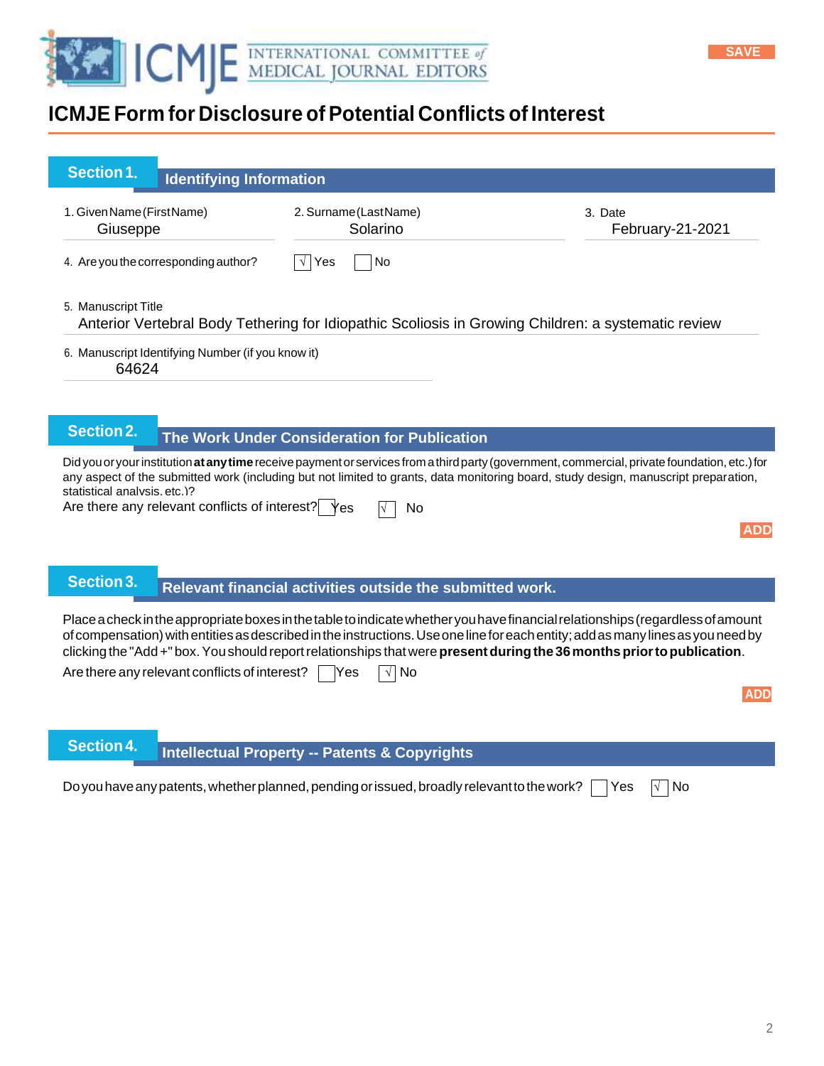# ICMJE Form for Disclosure of Potential Conflicts of Interest

## Section 1. Identifying Information

1. Given Name (First Name): Giuseppe
2. Surname (Last Name): Solarino
3. Date: February-21-2021

4. Are you the corresponding author? ☑ Yes ☐ No

5. Manuscript Title
Anterior Vertebral Body Tethering for Idiopathic Scoliosis in Growing Children: a systematic review

6. Manuscript Identifying Number (if you know it)
64624

## Section 2. The Work Under Consideration for Publication

Did you or your institution **at any time** receive payment or services from a third party (government, commercial, private foundation, etc.) for any aspect of the submitted work (including but not limited to grants, data monitoring board, study design, manuscript preparation, statistical analysis, etc.)?

Are there any relevant conflicts of interest? ☐ Yes ☑ No

ADD

## Section 3. Relevant financial activities outside the submitted work.

Place a check in the appropriate boxes in the table to indicate whether you have financial relationships (regardless of amount of compensation) with entities as described in the instructions. Use one line for each entity; add as many lines as you need by clicking the "Add +" box. You should report relationships that were **present during the 36 months prior to publication**.

Are there any relevant conflicts of interest? ☐ Yes ☑ No

ADD

## Section 4. Intellectual Property -- Patents & Copyrights

Do you have any patents, whether planned, pending or issued, broadly relevant to the work? ☐ Yes ☑ No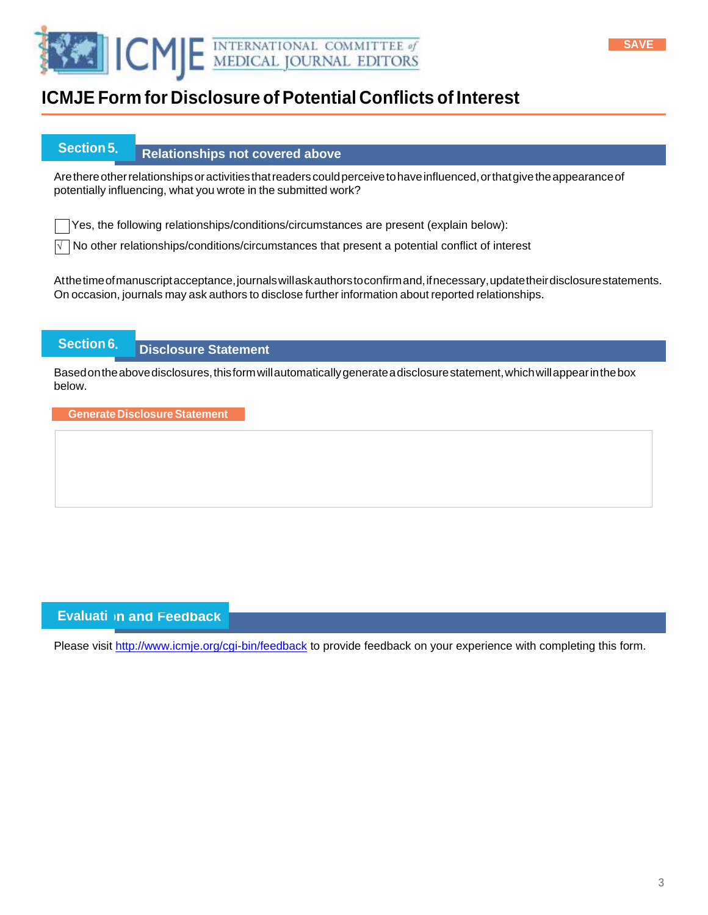ICMJE INTERNATIONAL COMMITTEE of MEDICAL JOURNAL EDITORS

SAVE

# ICMJE Form for Disclosure of Potential Conflicts of Interest

## Section 5. Relationships not covered above

Are there other relationships or activities that readers could perceive to have influenced, or that give the appearance of potentially influencing, what you wrote in the submitted work?

☐ Yes, the following relationships/conditions/circumstances are present (explain below):

☑ No other relationships/conditions/circumstances that present a potential conflict of interest

At the time of manuscript acceptance, journals will ask authors to confirm and, if necessary, update their disclosure statements. On occasion, journals may ask authors to disclose further information about reported relationships.

## Section 6. Disclosure Statement

Based on the above disclosures, this form will automatically generate a disclosure statement, which will appear in the box below.

Generate Disclosure Statement

## Evaluation and Feedback

Please visit http://www.icmje.org/cgi-bin/feedback to provide feedback on your experience with completing this form.